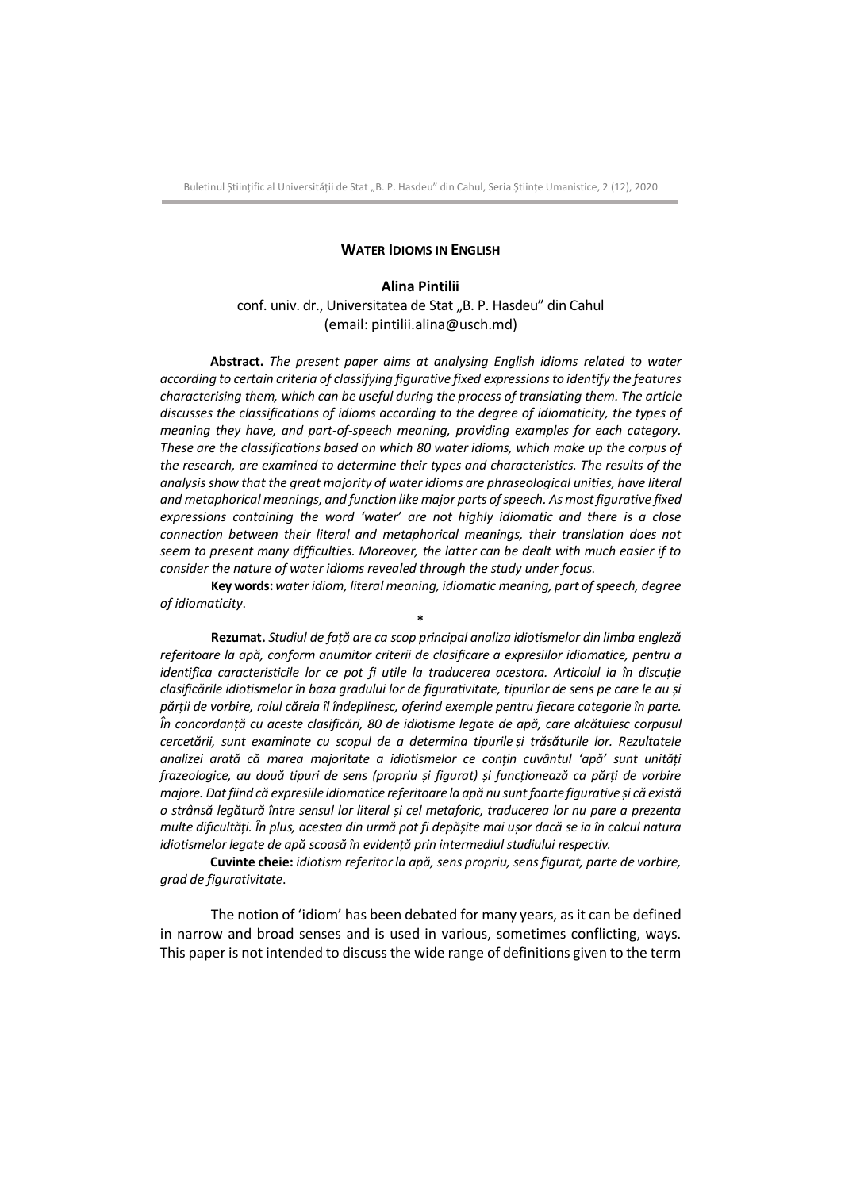# WATER IDIOMS IN ENGLISH

**Alina Pintilii**

conf. univ. dr., Universitatea de Stat „B. P. Hasdeu" din Cahul
(email: pintilii.alina@usch.md)

**Abstract.** *The present paper aims at analysing English idioms related to water according to certain criteria of classifying figurative fixed expressions to identify the features characterising them, which can be useful during the process of translating them. The article discusses the classifications of idioms according to the degree of idiomaticity, the types of meaning they have, and part-of-speech meaning, providing examples for each category. These are the classifications based on which 80 water idioms, which make up the corpus of the research, are examined to determine their types and characteristics. The results of the analysis show that the great majority of water idioms are phraseological unities, have literal and metaphorical meanings, and function like major parts of speech. As most figurative fixed expressions containing the word 'water' are not highly idiomatic and there is a close connection between their literal and metaphorical meanings, their translation does not seem to present many difficulties. Moreover, the latter can be dealt with much easier if to consider the nature of water idioms revealed through the study under focus.*

**Key words:** *water idiom, literal meaning, idiomatic meaning, part of speech, degree of idiomaticity.*

*

**Rezumat.** *Studiul de față are ca scop principal analiza idiotismelor din limba engleză referitoare la apă, conform anumitor criterii de clasificare a expresiilor idiomatice, pentru a identifica caracteristicile lor ce pot fi utile la traducerea acestora. Articolul ia în discuție clasificările idiotismelor în baza gradului lor de figurativitate, tipurilor de sens pe care le au și părții de vorbire, rolul căreia îl îndeplinesc, oferind exemple pentru fiecare categorie în parte. În concordanță cu aceste clasificări, 80 de idiotisme legate de apă, care alcătuiesc corpusul cercetării, sunt examinate cu scopul de a determina tipurile și trăsăturile lor. Rezultatele analizei arată că marea majoritate a idiotismelor ce conțin cuvântul 'apă' sunt unități frazeologice, au două tipuri de sens (propriu și figurat) și funcționează ca părți de vorbire majore. Dat fiind că expresiile idiomatice referitoare la apă nu sunt foarte figurative și că există o strânsă legătură între sensul lor literal și cel metaforic, traducerea lor nu pare a prezenta multe dificultăți. În plus, acestea din urmă pot fi depășite mai ușor dacă se ia în calcul natura idiotismelor legate de apă scoasă în evidență prin intermediul studiului respectiv.*

**Cuvinte cheie:** *idiotism referitor la apă, sens propriu, sens figurat, parte de vorbire, grad de figurativitate*.

The notion of 'idiom' has been debated for many years, as it can be defined in narrow and broad senses and is used in various, sometimes conflicting, ways. This paper is not intended to discuss the wide range of definitions given to the term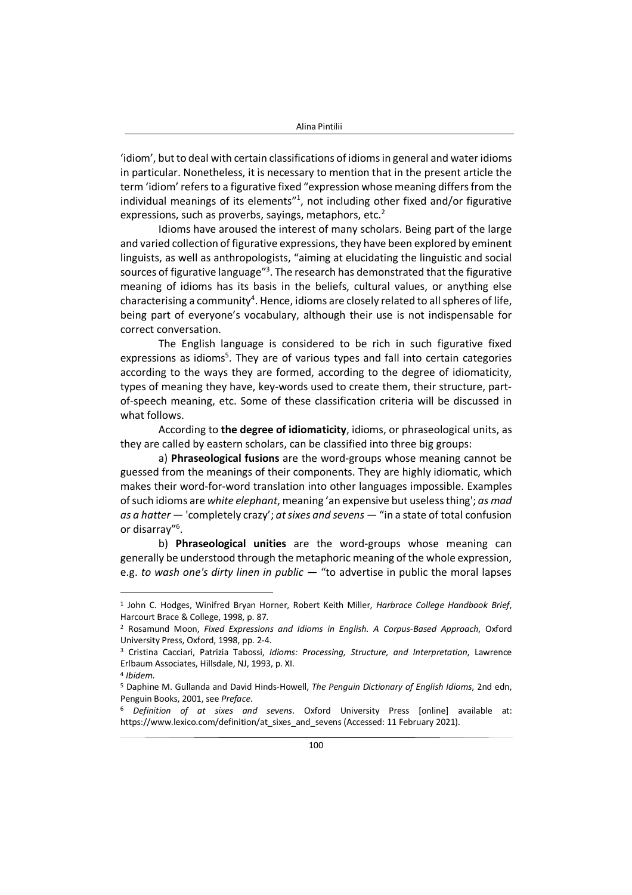'idiom', but to deal with certain classifications of idioms in general and water idioms in particular. Nonetheless, it is necessary to mention that in the present article the term 'idiom' refers to a figurative fixed "expression whose meaning differs from the individual meanings of its elements"[1], not including other fixed and/or figurative expressions, such as proverbs, sayings, metaphors, etc.[2]

Idioms have aroused the interest of many scholars. Being part of the large and varied collection of figurative expressions, they have been explored by eminent linguists, as well as anthropologists, "aiming at elucidating the linguistic and social sources of figurative language"[3]. The research has demonstrated that the figurative meaning of idioms has its basis in the beliefs, cultural values, or anything else characterising a community[4]. Hence, idioms are closely related to all spheres of life, being part of everyone's vocabulary, although their use is not indispensable for correct conversation.

The English language is considered to be rich in such figurative fixed expressions as idioms[5]. They are of various types and fall into certain categories according to the ways they are formed, according to the degree of idiomaticity, types of meaning they have, key-words used to create them, their structure, part-of-speech meaning, etc. Some of these classification criteria will be discussed in what follows.

According to **the degree of idiomaticity**, idioms, or phraseological units, as they are called by eastern scholars, can be classified into three big groups:

a) **Phraseological fusions** are the word-groups whose meaning cannot be guessed from the meanings of their components. They are highly idiomatic, which makes their word-for-word translation into other languages impossible. Examples of such idioms are *white elephant*, meaning 'an expensive but useless thing'; *as mad as a hatter* — 'completely crazy'; *at sixes and sevens* — "in a state of total confusion or disarray"[6].

b) **Phraseological unities** are the word-groups whose meaning can generally be understood through the metaphoric meaning of the whole expression, e.g. *to wash one's dirty linen in public* — "to advertise in public the moral lapses

---

[1] John C. Hodges, Winifred Bryan Horner, Robert Keith Miller, *Harbrace College Handbook Brief*, Harcourt Brace & College, 1998, p. 87.

[2] Rosamund Moon, *Fixed Expressions and Idioms in English. A Corpus-Based Approach*, Oxford University Press, Oxford, 1998, pp. 2-4.

[3] Cristina Cacciari, Patrizia Tabossi, *Idioms: Processing, Structure, and Interpretation*, Lawrence Erlbaum Associates, Hillsdale, NJ, 1993, p. XI.

[4] *Ibidem.*

[5] Daphine M. Gullanda and David Hinds-Howell, *The Penguin Dictionary of English Idioms*, 2nd edn, Penguin Books, 2001, see *Preface*.

[6] *Definition of at sixes and sevens*. Oxford University Press [online] available at: https://www.lexico.com/definition/at_sixes_and_sevens (Accessed: 11 February 2021).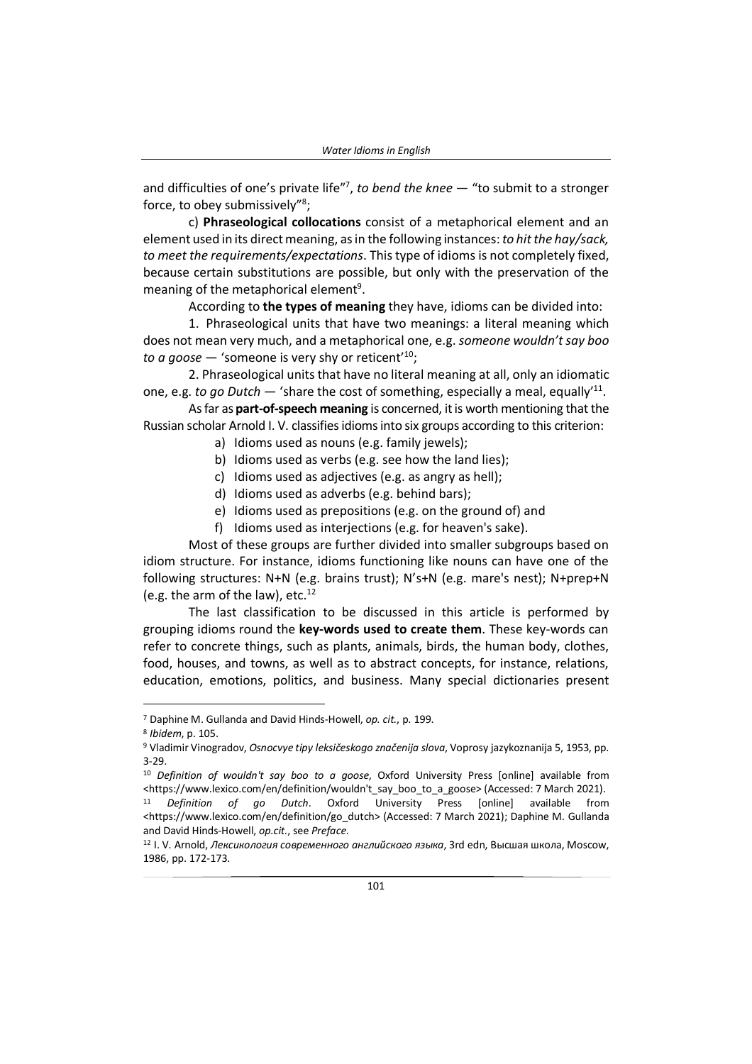and difficulties of one's private life"[7], *to bend the knee* — "to submit to a stronger force, to obey submissively"[8];

c) **Phraseological collocations** consist of a metaphorical element and an element used in its direct meaning, as in the following instances: *to hit the hay/sack, to meet the requirements/expectations*. This type of idioms is not completely fixed, because certain substitutions are possible, but only with the preservation of the meaning of the metaphorical element[9].

According to **the types of meaning** they have, idioms can be divided into:

1. Phraseological units that have two meanings: a literal meaning which does not mean very much, and a metaphorical one, e.g. *someone wouldn't say boo to a goose* — 'someone is very shy or reticent'[10];

2. Phraseological units that have no literal meaning at all, only an idiomatic one, e.g. *to go Dutch* — 'share the cost of something, especially a meal, equally'[11].

As far as **part-of-speech meaning** is concerned, it is worth mentioning that the Russian scholar Arnold I. V. classifies idioms into six groups according to this criterion:

a) Idioms used as nouns (e.g. family jewels);
b) Idioms used as verbs (e.g. see how the land lies);
c) Idioms used as adjectives (e.g. as angry as hell);
d) Idioms used as adverbs (e.g. behind bars);
e) Idioms used as prepositions (e.g. on the ground of) and
f) Idioms used as interjections (e.g. for heaven's sake).

Most of these groups are further divided into smaller subgroups based on idiom structure. For instance, idioms functioning like nouns can have one of the following structures: N+N (e.g. brains trust); N's+N (e.g. mare's nest); N+prep+N (e.g. the arm of the law), etc.[12]

The last classification to be discussed in this article is performed by grouping idioms round the **key-words used to create them**. These key-words can refer to concrete things, such as plants, animals, birds, the human body, clothes, food, houses, and towns, as well as to abstract concepts, for instance, relations, education, emotions, politics, and business. Many special dictionaries present

---

[7] Daphine M. Gullanda and David Hinds-Howell, *op. cit.*, p. 199.

[8] *Ibidem*, p. 105.

[9] Vladimir Vinogradov, *Osnocvye tipy leksičeskogo značenija slova*, Voprosy jazykoznanija 5, 1953, pp. 3-29.

[10] *Definition of wouldn't say boo to a goose*, Oxford University Press [online] available from <https://www.lexico.com/en/definition/wouldn't_say_boo_to_a_goose> (Accessed: 7 March 2021).

[11] *Definition of go Dutch*. Oxford University Press [online] available from <https://www.lexico.com/en/definition/go_dutch> (Accessed: 7 March 2021); Daphine M. Gullanda and David Hinds-Howell, *op.cit.*, see *Preface*.

[12] I. V. Arnold, *Лексикология современного английского языка*, 3rd edn, Высшая школа, Moscow, 1986, pp. 172-173.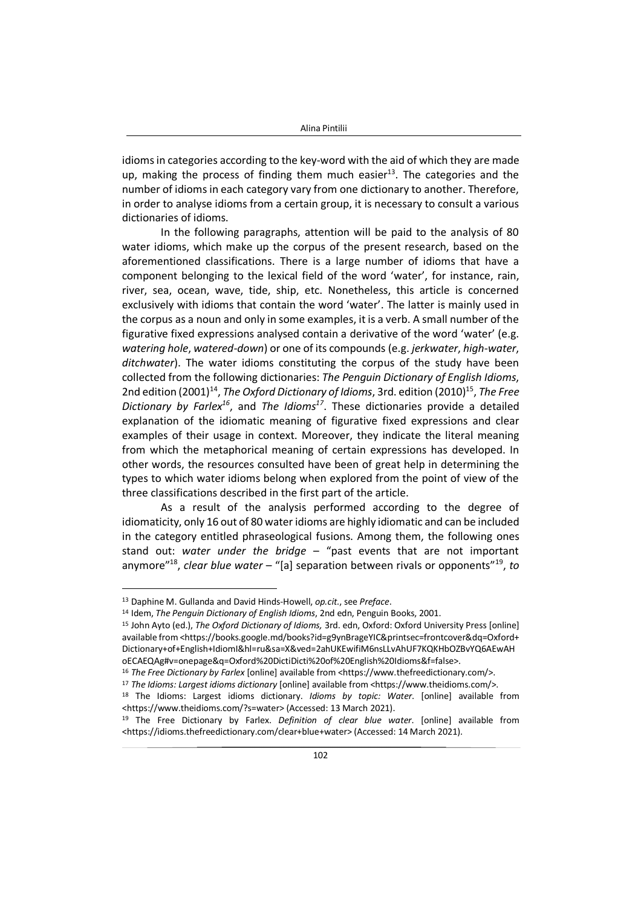idioms in categories according to the key-word with the aid of which they are made up, making the process of finding them much easier[13]. The categories and the number of idioms in each category vary from one dictionary to another. Therefore, in order to analyse idioms from a certain group, it is necessary to consult a various dictionaries of idioms.

In the following paragraphs, attention will be paid to the analysis of 80 water idioms, which make up the corpus of the present research, based on the aforementioned classifications. There is a large number of idioms that have a component belonging to the lexical field of the word 'water', for instance, rain, river, sea, ocean, wave, tide, ship, etc. Nonetheless, this article is concerned exclusively with idioms that contain the word 'water'. The latter is mainly used in the corpus as a noun and only in some examples, it is a verb. A small number of the figurative fixed expressions analysed contain a derivative of the word 'water' (e.g. *watering hole*, *watered-down*) or one of its compounds (e.g. *jerkwater*, *high-water*, *ditchwater*). The water idioms constituting the corpus of the study have been collected from the following dictionaries: *The Penguin Dictionary of English Idioms*, 2nd edition (2001)[14], *The Oxford Dictionary of Idioms*, 3rd. edition (2010)[15], *The Free Dictionary by Farlex*[16], and *The Idioms*[17]. These dictionaries provide a detailed explanation of the idiomatic meaning of figurative fixed expressions and clear examples of their usage in context. Moreover, they indicate the literal meaning from which the metaphorical meaning of certain expressions has developed. In other words, the resources consulted have been of great help in determining the types to which water idioms belong when explored from the point of view of the three classifications described in the first part of the article.

As a result of the analysis performed according to the degree of idiomaticity, only 16 out of 80 water idioms are highly idiomatic and can be included in the category entitled phraseological fusions. Among them, the following ones stand out: *water under the bridge* – "past events that are not important anymore"[18], *clear blue water* – "[a] separation between rivals or opponents"[19], *to*

---

[13] Daphine M. Gullanda and David Hinds-Howell, *op.cit.*, see *Preface*.

[14] Idem, *The Penguin Dictionary of English Idioms*, 2nd edn, Penguin Books, 2001.

[15] John Ayto (ed.), *The Oxford Dictionary of Idioms,* 3rd. edn, Oxford: Oxford University Press [online] available from <https://books.google.md/books?id=g9ynBrageYIC&printsec=frontcover&dq=Oxford+Dictionary+of+English+IdiomI&hl=ru&sa=X&ved=2ahUKEwifiM6nsLLvAhUF7KQKHbOZBvYQ6AEwAHoECAEQAg#v=onepage&q=Oxford%20DictiDicti%20of%20English%20Idioms&f=false>.

[16] *The Free Dictionary by Farlex* [online] available from <https://www.thefreedictionary.com/>.

[17] *The Idioms: Largest idioms dictionary* [online] available from <https://www.theidioms.com/>.

[18] The Idioms: Largest idioms dictionary. *Idioms by topic: Water*. [online] available from <https://www.theidioms.com/?s=water> (Accessed: 13 March 2021).

[19] The Free Dictionary by Farlex. *Definition of clear blue water*. [online] available from <https://idioms.thefreedictionary.com/clear+blue+water> (Accessed: 14 March 2021).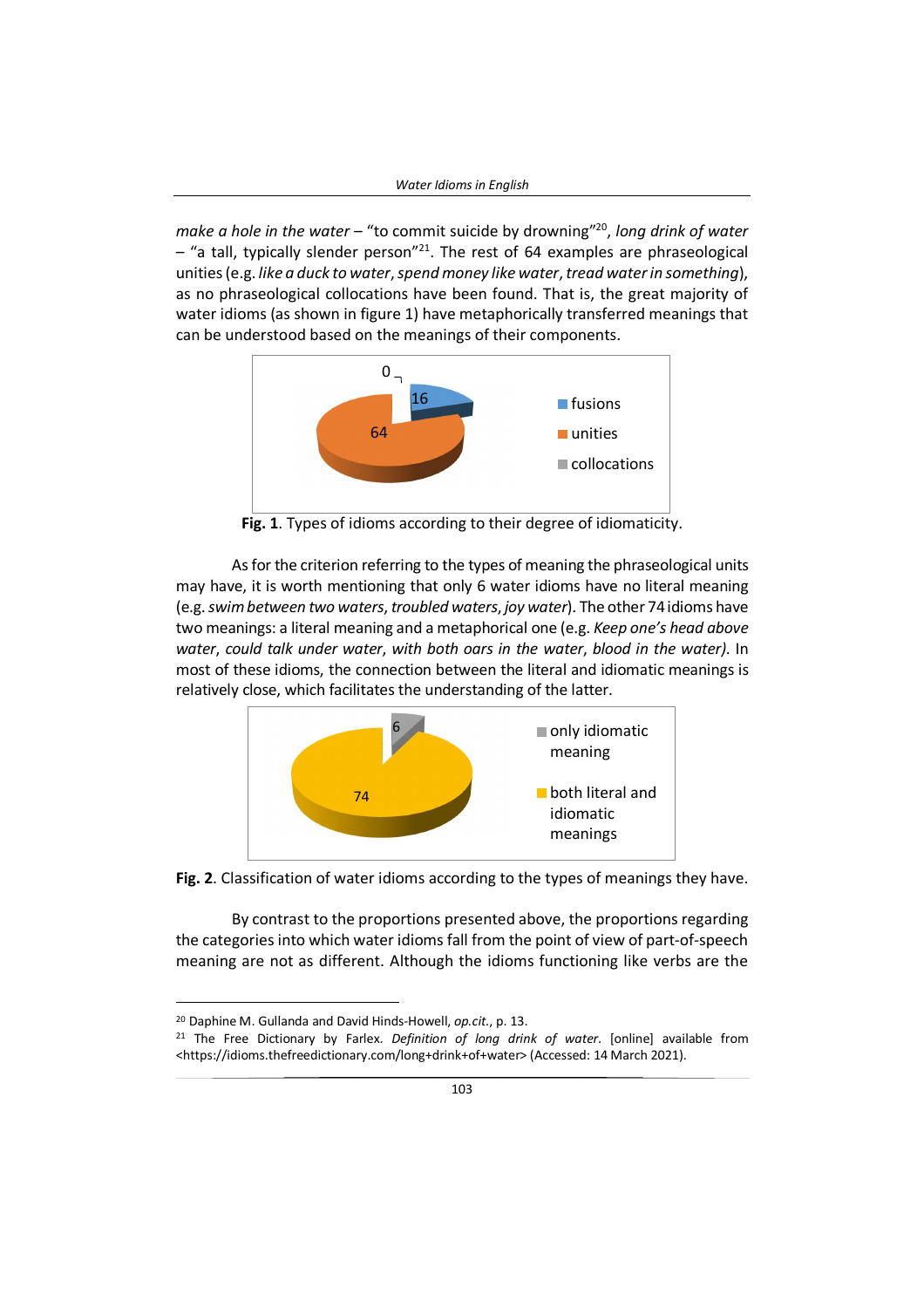*make a hole in the water* – "to commit suicide by drowning"[20], *long drink of water* – "a tall, typically slender person"[21]. The rest of 64 examples are phraseological unities (e.g. *like a duck to water*, *spend money like water*, *tread water in something*), as no phraseological collocations have been found. That is, the great majority of water idioms (as shown in figure 1) have metaphorically transferred meanings that can be understood based on the meanings of their components.

**Fig. 1**. Types of idioms according to their degree of idiomaticity.

As for the criterion referring to the types of meaning the phraseological units may have, it is worth mentioning that only 6 water idioms have no literal meaning (e.g. *swim between two waters*, *troubled waters*, *joy water*). The other 74 idioms have two meanings: a literal meaning and a metaphorical one (e.g. *Keep one's head above water*, *could talk under water*, *with both oars in the water*, *blood in the water)*. In most of these idioms, the connection between the literal and idiomatic meanings is relatively close, which facilitates the understanding of the latter.

**Fig. 2**. Classification of water idioms according to the types of meanings they have.

By contrast to the proportions presented above, the proportions regarding the categories into which water idioms fall from the point of view of part-of-speech meaning are not as different. Although the idioms functioning like verbs are the

---

[20] Daphine M. Gullanda and David Hinds-Howell, *op.cit.*, p. 13.

[21] The Free Dictionary by Farlex. *Definition of long drink of water*. [online] available from <https://idioms.thefreedictionary.com/long+drink+of+water> (Accessed: 14 March 2021).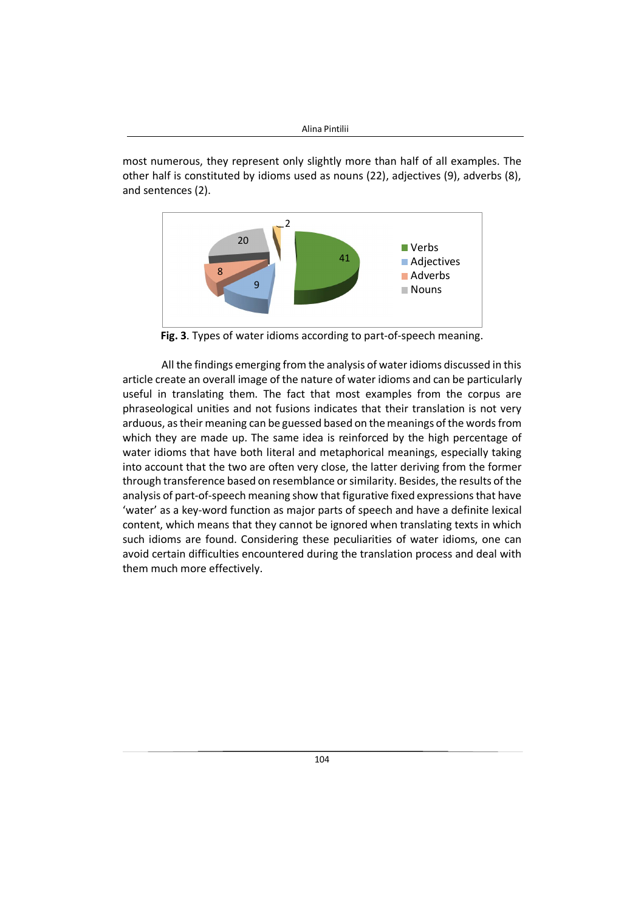most numerous, they represent only slightly more than half of all examples. The other half is constituted by idioms used as nouns (22), adjectives (9), adverbs (8), and sentences (2).

2
20
41
8
9
Verbs
Adjectives
Adverbs
Nouns

**Fig. 3**. Types of water idioms according to part-of-speech meaning.

All the findings emerging from the analysis of water idioms discussed in this article create an overall image of the nature of water idioms and can be particularly useful in translating them. The fact that most examples from the corpus are phraseological unities and not fusions indicates that their translation is not very arduous, as their meaning can be guessed based on the meanings of the words from which they are made up. The same idea is reinforced by the high percentage of water idioms that have both literal and metaphorical meanings, especially taking into account that the two are often very close, the latter deriving from the former through transference based on resemblance or similarity. Besides, the results of the analysis of part-of-speech meaning show that figurative fixed expressions that have 'water' as a key-word function as major parts of speech and have a definite lexical content, which means that they cannot be ignored when translating texts in which such idioms are found. Considering these peculiarities of water idioms, one can avoid certain difficulties encountered during the translation process and deal with them much more effectively.